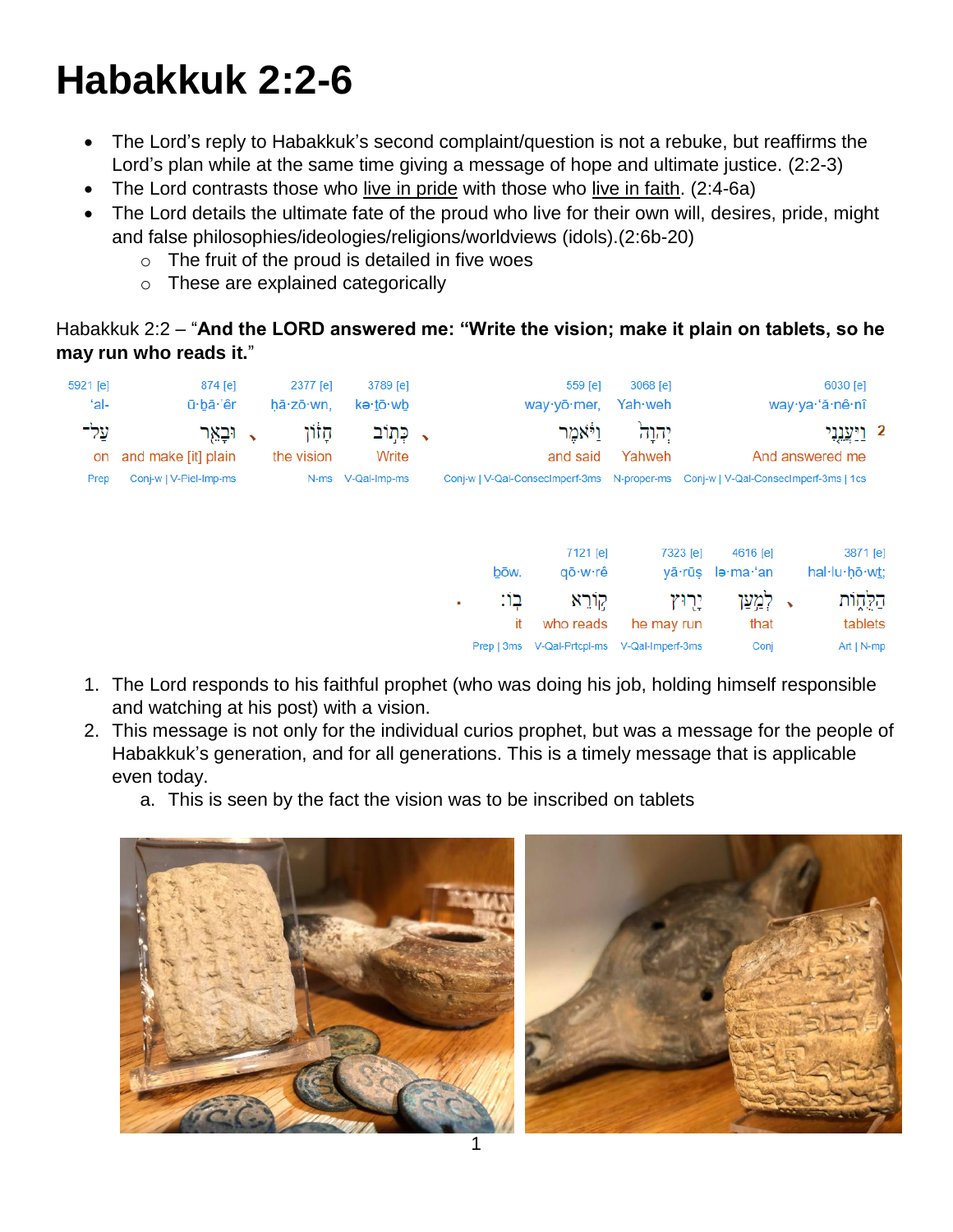# Habakkuk 2:2-6

- The Lord's reply to Habakkuk's second complaint/question is not a rebuke, but reaffirms the Lord's plan while at the same time giving a message of hope and ultimate justice. (2:2-3)
- The Lord contrasts those who live in pride with those who live in faith. (2:4-6a)
- The Lord details the ultimate fate of the proud who live for their own will, desires, pride, might and false philosophies/ideologies/religions/worldviews (idols).(2:6b-20)
  - The fruit of the proud is detailed in five woes
  - These are explained categorically

Habakkuk 2:2 – "**And the LORD answered me: "Write the vision; make it plain on tablets, so he may run who reads it.**"

| 5921 [e] | 874 [e] | 2377 [e] | 3789 [e] | 559 [e] | 3068 [e] | 6030 [e] |
|---|---|---|---|---|---|---|
| 'al- | ū·ḇā·'êr | ḥā·zō·wn, | kə·ṯō·wḇ | way·yō·mer, | Yah·weh | way·ya·'ă·nê·nî |
| עַל־ | וּבָאֵ֖ר | חָז֔וֹן | כְּת֣וֹב | וַיֹּ֣אמֶר | יְהוָה֙ | וַיַּעֲנֵ֤נִי 2 |
| on | and make [it] plain | the vision | Write | and said | Yahweh | And answered me |
| Prep | Conj-w \| V-Piel-Imp-ms | N-ms | V-Qal-Imp-ms | Conj-w \| V-Qal-ConsecImperf-3ms | N-proper-ms | Conj-w \| V-Qal-ConsecImperf-3ms \| 1cs |

| | 7121 [e] | 7323 [e] | 4616 [e] | 3871 [e] |
|---|---|---|---|---|
| bōw. | qō·w·rê | yā·rūṣ | lə·ma·'an | hal·lu·ḥō·wṯ; |
| בּֽוֹ׃ | קוֹרֵ֥א | יָר֖וּץ | לְמַ֥עַן | הַלֻּח֑וֹת |
| it | who reads | he may run | that | tablets |
| Prep \| 3ms | V-Qal-Prtcpl-ms | V-Qal-Imperf-3ms | Conj | Art \| N-mp |

1. The Lord responds to his faithful prophet (who was doing his job, holding himself responsible and watching at his post) with a vision.
2. This message is not only for the individual curios prophet, but was a message for the people of Habakkuk's generation, and for all generations. This is a timely message that is applicable even today.
   a. This is seen by the fact the vision was to be inscribed on tablets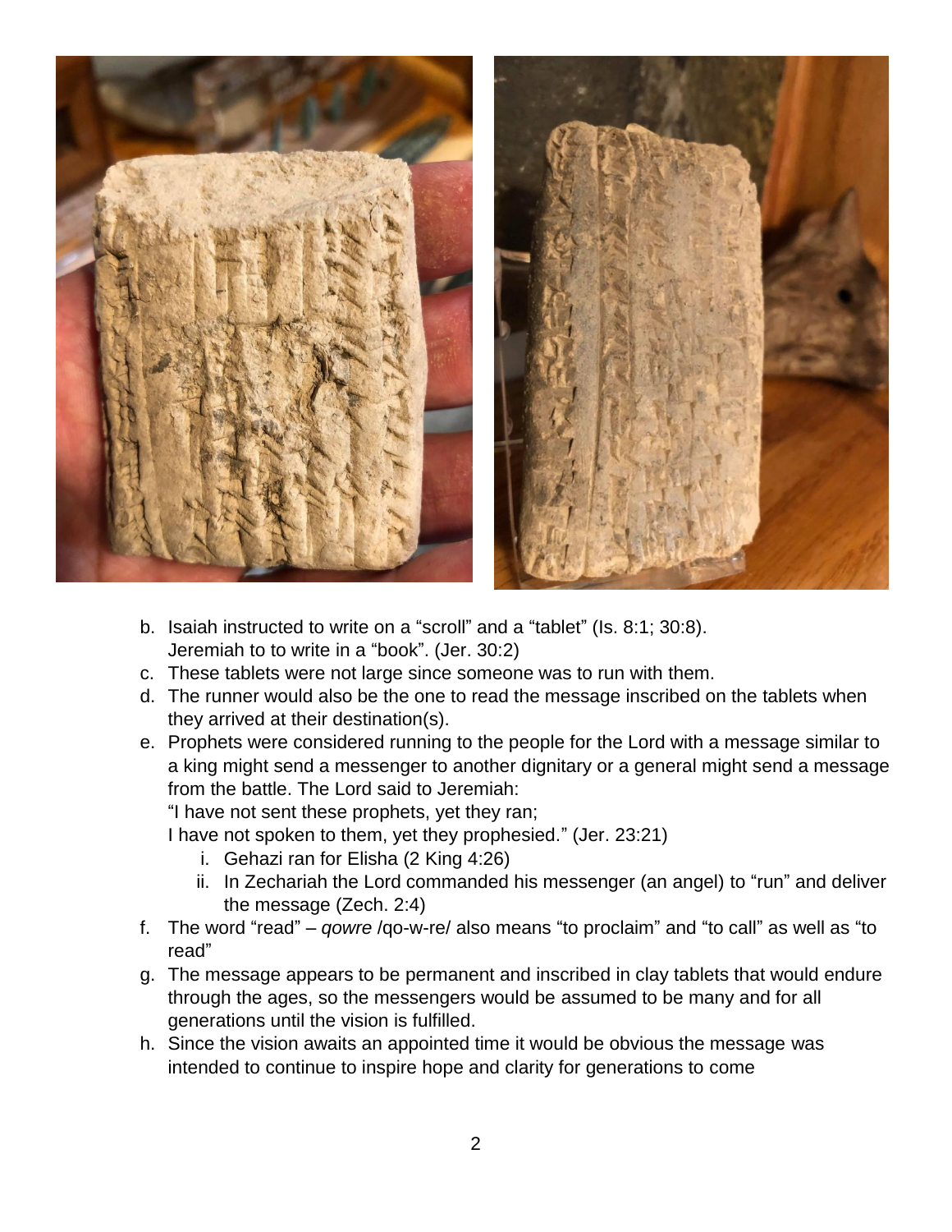b. Isaiah instructed to write on a "scroll" and a "tablet" (Is. 8:1; 30:8). Jeremiah to to write in a "book". (Jer. 30:2)
c. These tablets were not large since someone was to run with them.
d. The runner would also be the one to read the message inscribed on the tablets when they arrived at their destination(s).
e. Prophets were considered running to the people for the Lord with a message similar to a king might send a messenger to another dignitary or a general might send a message from the battle. The Lord said to Jeremiah:
   "I have not sent these prophets, yet they ran;
   I have not spoken to them, yet they prophesied." (Jer. 23:21)
   i. Gehazi ran for Elisha (2 King 4:26)
   ii. In Zechariah the Lord commanded his messenger (an angel) to "run" and deliver the message (Zech. 2:4)
f. The word "read" – *qowre* /qo-w-re/ also means "to proclaim" and "to call" as well as "to read"
g. The message appears to be permanent and inscribed in clay tablets that would endure through the ages, so the messengers would be assumed to be many and for all generations until the vision is fulfilled.
h. Since the vision awaits an appointed time it would be obvious the message was intended to continue to inspire hope and clarity for generations to come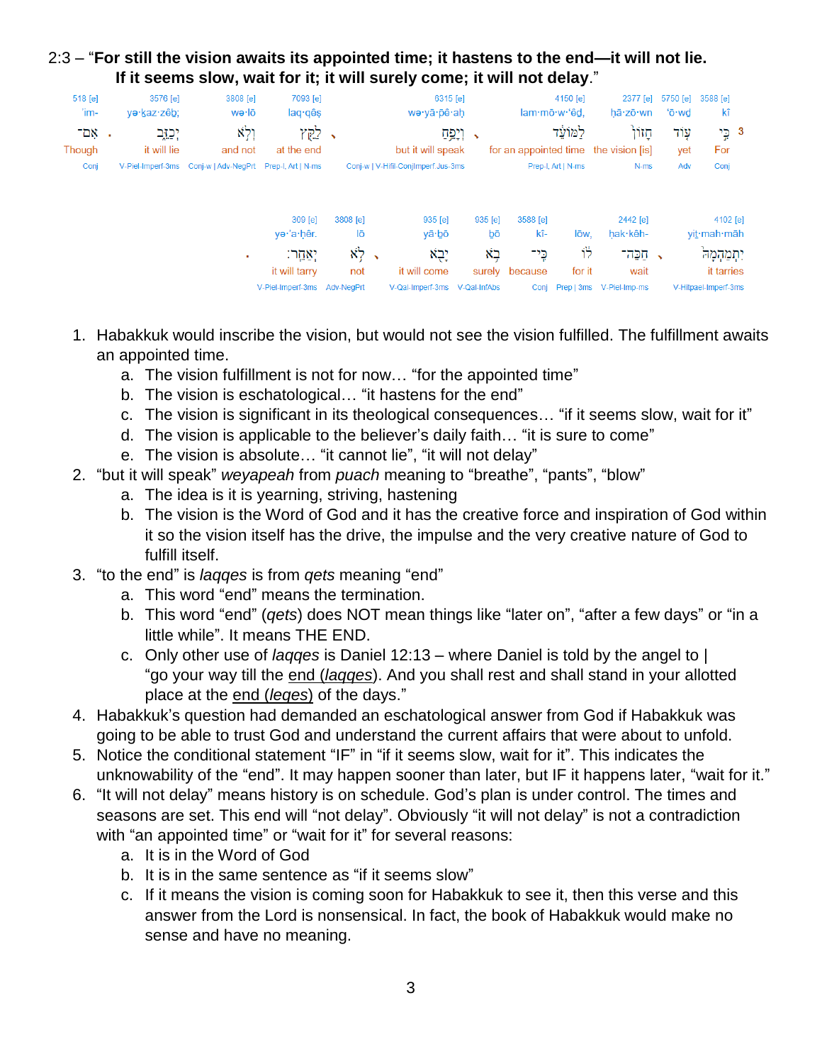2:3 – "**For still the vision awaits its appointed time; it hastens to the end—it will not lie. If it seems slow, wait for it; it will surely come; it will not delay**."

| 518 [e] | 3576 [e] | 3808 [e] | 7093 [e] | 6315 [e] | 4150 [e] | 2377 [e] | 5750 [e] | 3588 [e] | |
|---|---|---|---|---|---|---|---|---|---|
| 'im- | yə·ḵaz·zêḇ; | wə·lō | laq·qêṣ | wə·yā·pê·aḥ | lam·mō·w·'êḏ, | ḥā·zō·wn | 'ō·wḏ | kî | |
| אִם־ | יְכַזֵּ֑ב | וְלֹ֣א | לַקֵּץ֙ | וְיָפֵ֤חַ | לַמּוֹעֵ֔ד | חָזוֹן֙ | ע֤וֹד | כִּ֣י | 3 |
| Though | it will lie | and not | at the end | but it will speak | for an appointed time | the vision [is] | yet | For | |
| Conj | V-Piel-Imperf-3ms | Conj-w \| Adv-NegPrt | Prep-l, Art \| N-ms | Conj-w \| V-Hifil-ConjImperf.Jus-3ms | Prep-l, Art \| N-ms | N-ms | Adv | Conj | |

| 309 [e] | 3808 [e] | 935 [e] | 935 [e] | 3588 [e] | | 2442 [e] | 4102 [e] |
|---|---|---|---|---|---|---|---|
| yə·'a·ḥêr. | lō | yā·ḇō | bō | kî- | lōw, | ḥak·kêh- | yiṯ·mah·māh |
| יְאַחֵֽר׃ | לֹ֥א | יָבֹ֖א | בָ֥א | כִּֽי־ | ל֔וֹ | חַכֵּה־ | יִתְמַהְמָהּ֙ |
| it will tarry | not | it will come | surely | because | for it | wait | it tarries |
| V-Piel-Imperf-3ms | Adv-NegPrt | V-Qal-Imperf-3ms | V-Qal-InfAbs | Conj | Prep \| 3ms | V-Piel-Imp-ms | V-Hitpael-Imperf-3ms |

1. Habakkuk would inscribe the vision, but would not see the vision fulfilled. The fulfillment awaits an appointed time.
   a. The vision fulfillment is not for now… "for the appointed time"
   b. The vision is eschatological… "it hastens for the end"
   c. The vision is significant in its theological consequences… "if it seems slow, wait for it"
   d. The vision is applicable to the believer's daily faith… "it is sure to come"
   e. The vision is absolute… "it cannot lie", "it will not delay"
2. "but it will speak" *weyapeah* from *puach* meaning to "breathe", "pants", "blow"
   a. The idea is it is yearning, striving, hastening
   b. The vision is the Word of God and it has the creative force and inspiration of God within it so the vision itself has the drive, the impulse and the very creative nature of God to fulfill itself.
3. "to the end" is *laqqes* is from *qets* meaning "end"
   a. This word "end" means the termination.
   b. This word "end" (*qets*) does NOT mean things like "later on", "after a few days" or "in a little while". It means THE END.
   c. Only other use of *laqqes* is Daniel 12:13 – where Daniel is told by the angel to | "go your way till the end (*laqqes*). And you shall rest and shall stand in your allotted place at the end (*leqes*) of the days."
4. Habakkuk's question had demanded an eschatological answer from God if Habakkuk was going to be able to trust God and understand the current affairs that were about to unfold.
5. Notice the conditional statement "IF" in "if it seems slow, wait for it". This indicates the unknowability of the "end". It may happen sooner than later, but IF it happens later, "wait for it."
6. "It will not delay" means history is on schedule. God's plan is under control. The times and seasons are set. This end will "not delay". Obviously "it will not delay" is not a contradiction with "an appointed time" or "wait for it" for several reasons:
   a. It is in the Word of God
   b. It is in the same sentence as "if it seems slow"
   c. If it means the vision is coming soon for Habakkuk to see it, then this verse and this answer from the Lord is nonsensical. In fact, the book of Habakkuk would make no sense and have no meaning.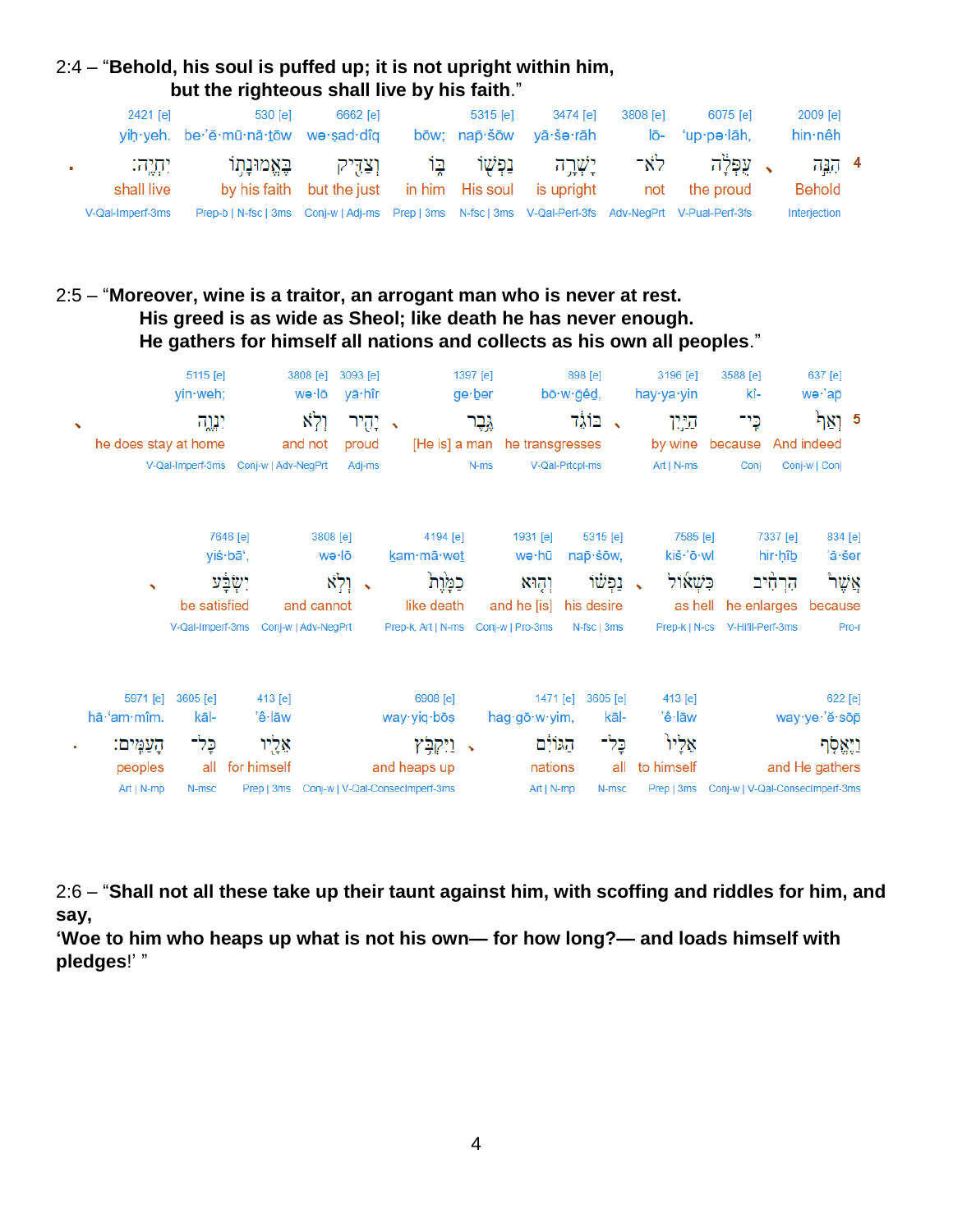2:4 – "**Behold, his soul is puffed up; it is not upright within him,**
**but the righteous shall live by his faith**."

| | 2421 [e] | 530 [e] | 6662 [e] | | 5315 [e] | 3474 [e] | 3808 [e] | 6075 [e] | | 2009 [e] | |
|---|---|---|---|---|---|---|---|---|---|---|---|
| | yiḥ·yeh. | be·'ĕ·mū·nā·ṯōw | wə·ṣad·dîq | bōw; | nap̄·šōw | yā·šə·rāh | lō- | 'up·pə·lāh, | | hin·nêh | |
| . | יִחְיֶֽה׃ | בֶּאֱמוּנָת֖וֹ | וְצַדִּ֖יק | בּ֑וֹ | נַפְשׁ֖וֹ | יָשְׁרָ֥ה | לֹא־ | עֻפְּלָ֔ה | ، | הִנֵּ֣ה | 4 |
| | shall live | by his faith | but the just | in him | His soul | is upright | not | the proud | | Behold | |
| | V-Qal-Imperf-3ms | Prep-b \| N-fsc \| 3ms | Conj-w \| Adj-ms | Prep \| 3ms | N-fsc \| 3ms | V-Qal-Perf-3fs | Adv-NegPrt | V-Pual-Perf-3fs | | Interjection | |

2:5 – "**Moreover, wine is a traitor, an arrogant man who is never at rest.**
**His greed is as wide as Sheol; like death he has never enough.**
**He gathers for himself all nations and collects as his own all peoples**."

| | 5115 [e] | 3808 [e] | 3093 [e] | | 1397 [e] | 898 [e] | | 3196 [e] | 3588 [e] | 637 [e] | |
|---|---|---|---|---|---|---|---|---|---|---|---|
| | yin·weh; | wə·lō | yā·hîr | | ge·ḇer | bō·w·ḡêḏ, | | hay·ya·yin | kî- | wə·'ap̄ | |
| ، | יִנְוֶ֑ה | וְלֹ֣א | יָהִ֖יר | ، | גֶּ֥בֶר | בּוֹגֵ֔ד | ، | הַיַּ֣יִן | כִּֽי־ | וְאַף֙ | 5 |
| | he does stay at home | and not | proud | | [He is] a man | he transgresses | | by wine | because | And indeed | |
| | V-Qal-Imperf-3ms | Conj-w \| Adv-NegPrt | Adj-ms | | N-ms | V-Qal-Prtcpl-ms | | Art \| N-ms | Conj | Conj-w \| Conj | |

| | 7646 [e] | 3808 [e] | | 4194 [e] | 1931 [e] | 5315 [e] | | 7585 [e] | 7337 [e] | 834 [e] |
|---|---|---|---|---|---|---|---|---|---|---|
| | yiś·bā', | wə·lō | | ḵam·mā·weṯ | wə·hū | nap̄·šōw, | | kiš·'ō·wl | hir·ḥîḇ | 'ă·šer |
| ، | יִשְׂבָּ֔ע | וְלֹ֣א | ، | כַמָּ֙וֶת֙ | וְה֤וּא | נַפְשׁ֗וֹ | ، | כִּשְׁא֜וֹל | הִרְחִ֨יב | אֲשֶׁ֨ר |
| | be satisfied | and cannot | | like death | and he [is] | his desire | | as hell | he enlarges | because |
| | V-Qal-Imperf-3ms | Conj-w \| Adv-NegPrt | | Prep-k, Art \| N-ms | Conj-w \| Pro-3ms | N-fsc \| 3ms | | Prep-k \| N-cs | V-Hifil-Perf-3ms | Pro-r |

| | 5971 [e] | 3605 [e] | 413 [e] | 6908 [e] | | 1471 [e] | 3605 [e] | 413 [e] | 622 [e] |
|---|---|---|---|---|---|---|---|---|---|
| | hā·'am·mîm. | kāl- | 'ê·lāw | way·yiq·bōṣ | | hag·gō·w·yim, | kāl- | 'ê·lāw | way·ye·'ĕ·sōp̄ |
| . | הָעַמִּֽים׃ | כָּל־ | אֵלָ֖יו | וַיִּקְבֹּ֥ץ | ، | הַגּוֹיִ֔ם | כָּל־ | אֵלָיו֙ | וַיֶּאֱסֹ֤ף |
| | peoples | all | for himself | and heaps up | | nations | all | to himself | and He gathers |
| | Art \| N-mp | N-msc | Prep \| 3ms | Conj-w \| V-Qal-ConsecImperf-3ms | | Art \| N-mp | N-msc | Prep \| 3ms | Conj-w \| V-Qal-ConsecImperf-3ms |

2:6 – "**Shall not all these take up their taunt against him, with scoffing and riddles for him, and say,**
**'Woe to him who heaps up what is not his own— for how long?— and loads himself with pledges!**' "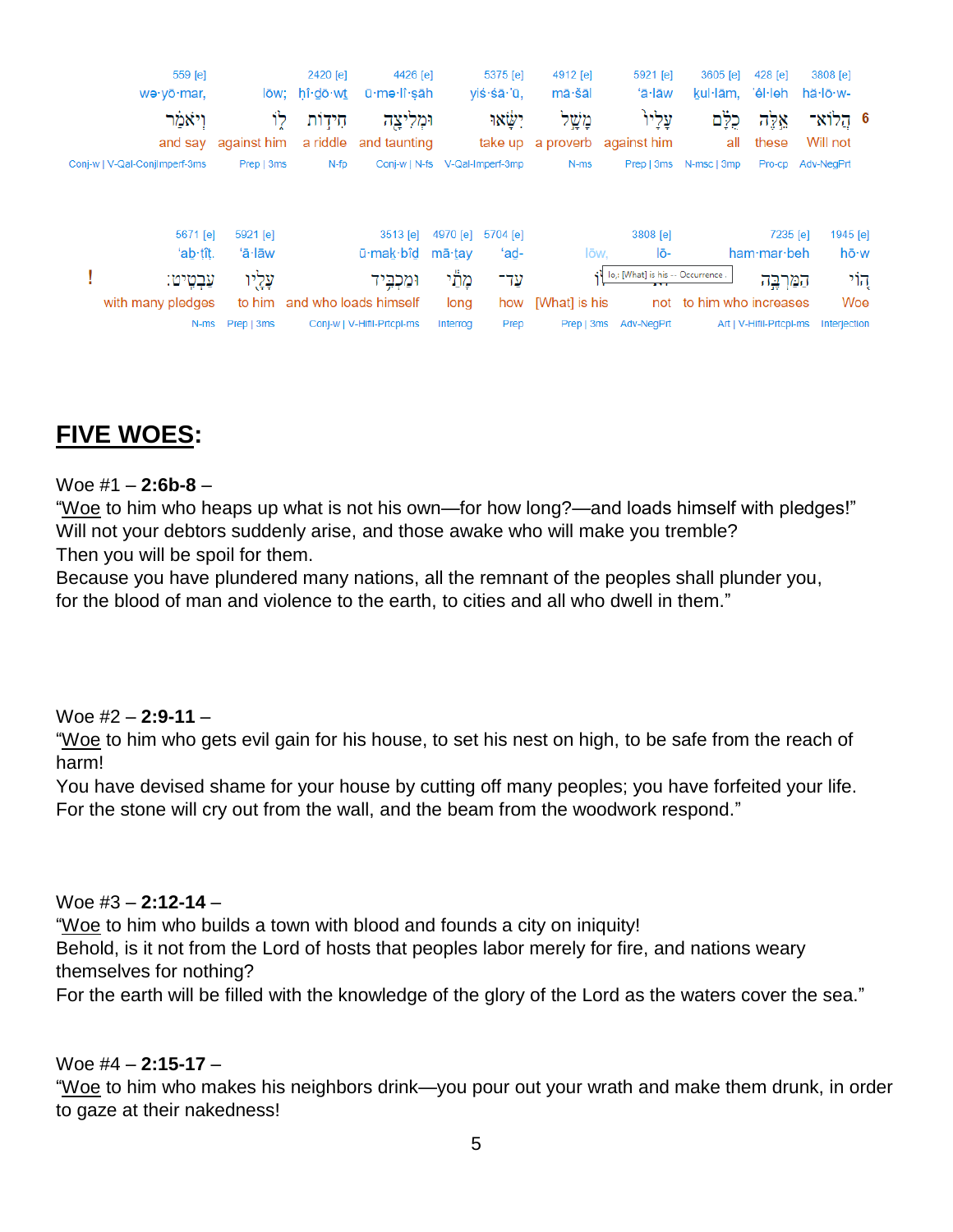| 3808 [e] | 428 [e] | 3605 [e] | 5921 [e] | 4912 [e] | 5375 [e] | 4426 [e] | 2420 [e] | | 559 [e] |
|---|---|---|---|---|---|---|---|---|---|
| hă·lō·w- | 'êl·leh | ḵul·lām, | 'ā·lāw | mā·šāl | yiś·śā·'ū, | ū·mə·lî·ṣāh | ḥî·ḏō·wṯ | lōw; | wə·yō·mar, |
| 6 הֲלוֹא־ | אֵלֶּה | כֻלָּם | עָלָיו | מָשָׁל | יִשָּׂאוּ | וּמְלִיצָה | חִידוֹת | לוֹ | וְיֹאמַר |
| Will not | these | all | against him | a proverb | take up | and taunting | a riddle | against him | and say |
| Adv-NegPrt | Pro-cp | N-msc \| 3mp | Prep \| 3ms | N-ms | V-Qal-Imperf-3mp | Conj-w \| N-fs | N-fp | Prep \| 3ms | Conj-w \| V-Qal-ConjImperf-3ms |

| 1945 [e] | 7235 [e] | 3808 [e] | | 5704 [e] | 4970 [e] | 3513 [e] | 5921 [e] | 5671 [e] |
|---|---|---|---|---|---|---|---|---|
| hō·w | ham·mar·beh | lō- | lōw, | 'ad- | mā·ṯay | ū·mak·bîḏ | 'ā·lāw | 'ab·ṭîṭ. |
| הוֹי | הַמַּרְבֶּה | לֹא | לוֹ | עַד־ | מָתַי | וּמַכְבִּיד | עָלָיו | עַבְטִיט׃ |
| Woe | to him who increases | not | [What] is his | how | long | and who loads himself | to him | with many pledges |
| Interjection | Art \| V-Hifil-Prtcpl-ms | Adv-NegPrt | Prep \| 3ms | Prep | Interrog | Conj-w \| V-Hifil-Prtcpl-ms | Prep \| 3ms | N-ms |

## FIVE WOES:

Woe #1 – **2:6b-8** –
"Woe to him who heaps up what is not his own—for how long?—and loads himself with pledges!"
Will not your debtors suddenly arise, and those awake who will make you tremble?
Then you will be spoil for them.
Because you have plundered many nations, all the remnant of the peoples shall plunder you, for the blood of man and violence to the earth, to cities and all who dwell in them."

Woe #2 – **2:9-11** –
"Woe to him who gets evil gain for his house, to set his nest on high, to be safe from the reach of harm!
You have devised shame for your house by cutting off many peoples; you have forfeited your life.
For the stone will cry out from the wall, and the beam from the woodwork respond."

Woe #3 – **2:12-14** –
"Woe to him who builds a town with blood and founds a city on iniquity!
Behold, is it not from the Lord of hosts that peoples labor merely for fire, and nations weary themselves for nothing?
For the earth will be filled with the knowledge of the glory of the Lord as the waters cover the sea."

Woe #4 – **2:15-17** –
"Woe to him who makes his neighbors drink—you pour out your wrath and make them drunk, in order to gaze at their nakedness!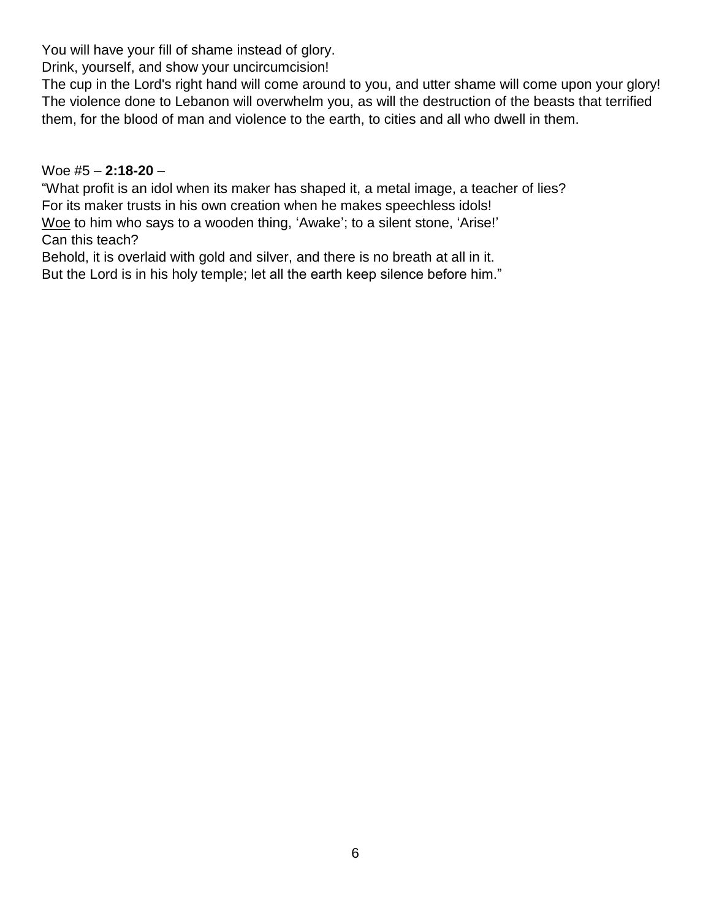You will have your fill of shame instead of glory.
Drink, yourself, and show your uncircumcision!
The cup in the Lord's right hand will come around to you, and utter shame will come upon your glory!
The violence done to Lebanon will overwhelm you, as will the destruction of the beasts that terrified them, for the blood of man and violence to the earth, to cities and all who dwell in them.

Woe #5 – **2:18-20** –
"What profit is an idol when its maker has shaped it, a metal image, a teacher of lies?
For its maker trusts in his own creation when he makes speechless idols!
<u>Woe</u> to him who says to a wooden thing, 'Awake'; to a silent stone, 'Arise!'
Can this teach?
Behold, it is overlaid with gold and silver, and there is no breath at all in it.
But the Lord is in his holy temple; let all the earth keep silence before him."